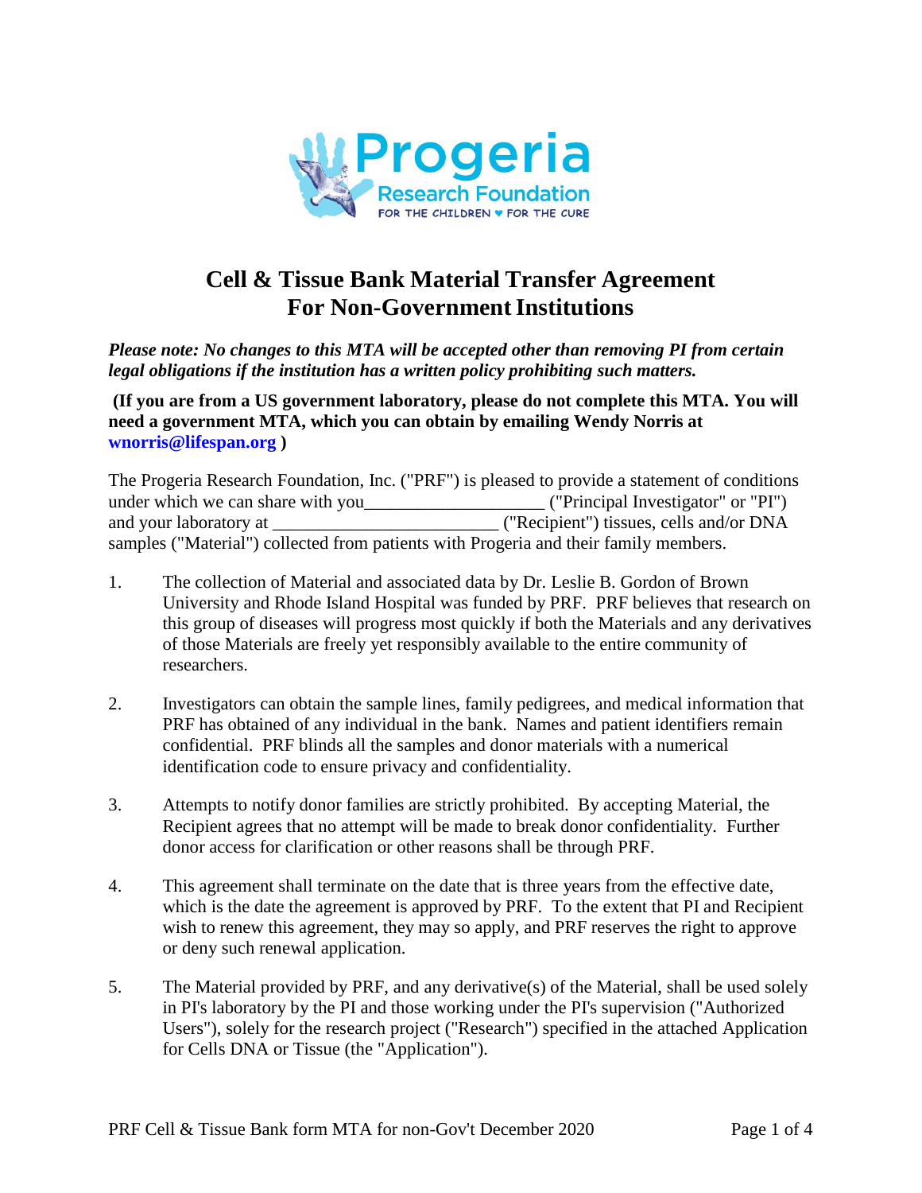# Cell & Tissue Bank Material Transfer Agreement For Non-Government Institutions

***Please note: No changes to this MTA will be accepted other than removing PI from certain legal obligations if the institution has a written policy prohibiting such matters.***

**(If you are from a US government laboratory, please do not complete this MTA. You will need a government MTA, which you can obtain by emailing Wendy Norris at wnorris@lifespan.org )**

The Progeria Research Foundation, Inc. ("PRF") is pleased to provide a statement of conditions under which we can share with you____________________ ("Principal Investigator" or "PI") and your laboratory at _________________________ ("Recipient") tissues, cells and/or DNA samples ("Material") collected from patients with Progeria and their family members.

1. The collection of Material and associated data by Dr. Leslie B. Gordon of Brown University and Rhode Island Hospital was funded by PRF. PRF believes that research on this group of diseases will progress most quickly if both the Materials and any derivatives of those Materials are freely yet responsibly available to the entire community of researchers.

2. Investigators can obtain the sample lines, family pedigrees, and medical information that PRF has obtained of any individual in the bank. Names and patient identifiers remain confidential. PRF blinds all the samples and donor materials with a numerical identification code to ensure privacy and confidentiality.

3. Attempts to notify donor families are strictly prohibited. By accepting Material, the Recipient agrees that no attempt will be made to break donor confidentiality. Further donor access for clarification or other reasons shall be through PRF.

4. This agreement shall terminate on the date that is three years from the effective date, which is the date the agreement is approved by PRF. To the extent that PI and Recipient wish to renew this agreement, they may so apply, and PRF reserves the right to approve or deny such renewal application.

5. The Material provided by PRF, and any derivative(s) of the Material, shall be used solely in PI's laboratory by the PI and those working under the PI's supervision ("Authorized Users"), solely for the research project ("Research") specified in the attached Application for Cells DNA or Tissue (the "Application").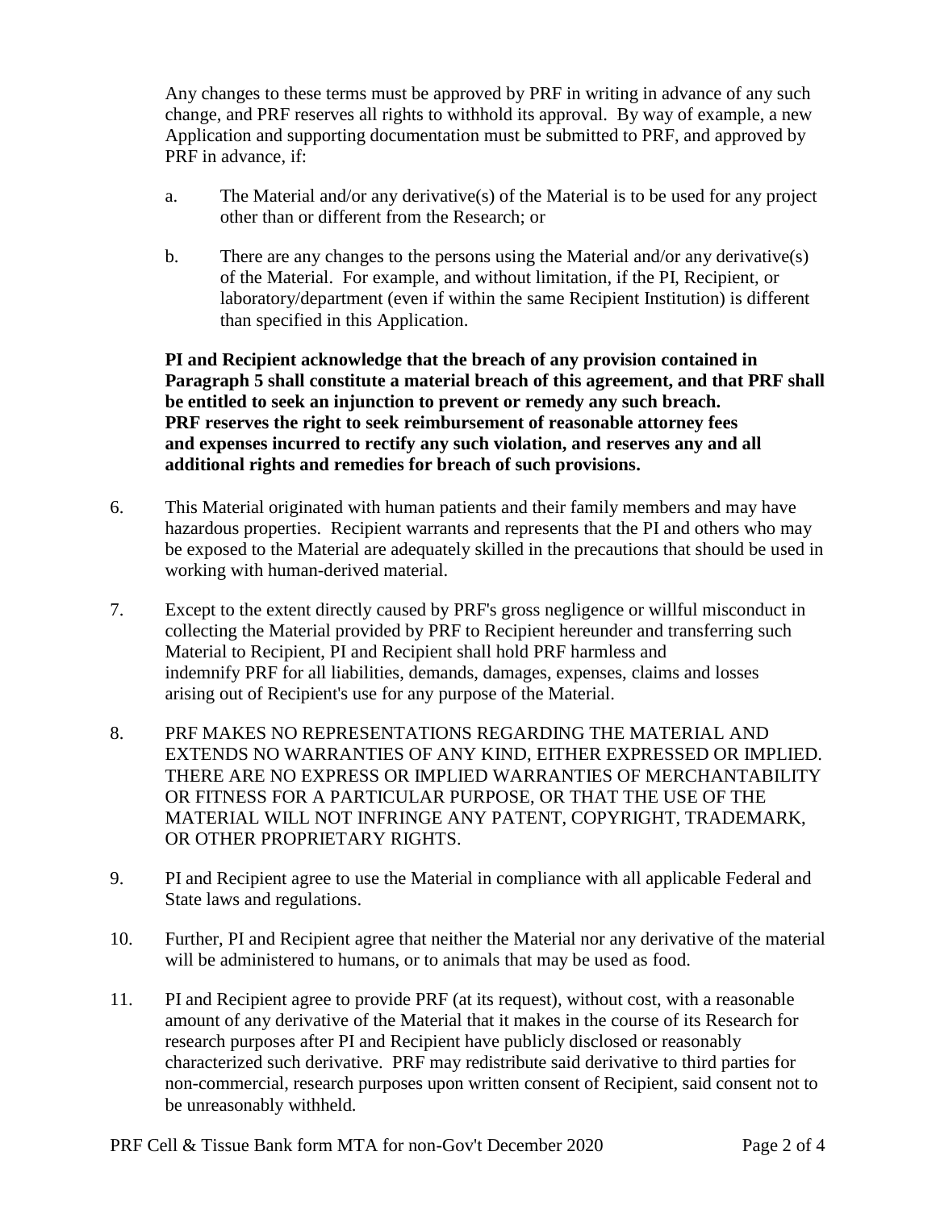Any changes to these terms must be approved by PRF in writing in advance of any such change, and PRF reserves all rights to withhold its approval. By way of example, a new Application and supporting documentation must be submitted to PRF, and approved by PRF in advance, if:

a. The Material and/or any derivative(s) of the Material is to be used for any project other than or different from the Research; or

b. There are any changes to the persons using the Material and/or any derivative(s) of the Material. For example, and without limitation, if the PI, Recipient, or laboratory/department (even if within the same Recipient Institution) is different than specified in this Application.

**PI and Recipient acknowledge that the breach of any provision contained in Paragraph 5 shall constitute a material breach of this agreement, and that PRF shall be entitled to seek an injunction to prevent or remedy any such breach. PRF reserves the right to seek reimbursement of reasonable attorney fees and expenses incurred to rectify any such violation, and reserves any and all additional rights and remedies for breach of such provisions.**

6. This Material originated with human patients and their family members and may have hazardous properties. Recipient warrants and represents that the PI and others who may be exposed to the Material are adequately skilled in the precautions that should be used in working with human-derived material.

7. Except to the extent directly caused by PRF's gross negligence or willful misconduct in collecting the Material provided by PRF to Recipient hereunder and transferring such Material to Recipient, PI and Recipient shall hold PRF harmless and indemnify PRF for all liabilities, demands, damages, expenses, claims and losses arising out of Recipient's use for any purpose of the Material.

8. PRF MAKES NO REPRESENTATIONS REGARDING THE MATERIAL AND EXTENDS NO WARRANTIES OF ANY KIND, EITHER EXPRESSED OR IMPLIED. THERE ARE NO EXPRESS OR IMPLIED WARRANTIES OF MERCHANTABILITY OR FITNESS FOR A PARTICULAR PURPOSE, OR THAT THE USE OF THE MATERIAL WILL NOT INFRINGE ANY PATENT, COPYRIGHT, TRADEMARK, OR OTHER PROPRIETARY RIGHTS.

9. PI and Recipient agree to use the Material in compliance with all applicable Federal and State laws and regulations.

10. Further, PI and Recipient agree that neither the Material nor any derivative of the material will be administered to humans, or to animals that may be used as food.

11. PI and Recipient agree to provide PRF (at its request), without cost, with a reasonable amount of any derivative of the Material that it makes in the course of its Research for research purposes after PI and Recipient have publicly disclosed or reasonably characterized such derivative. PRF may redistribute said derivative to third parties for non-commercial, research purposes upon written consent of Recipient, said consent not to be unreasonably withheld.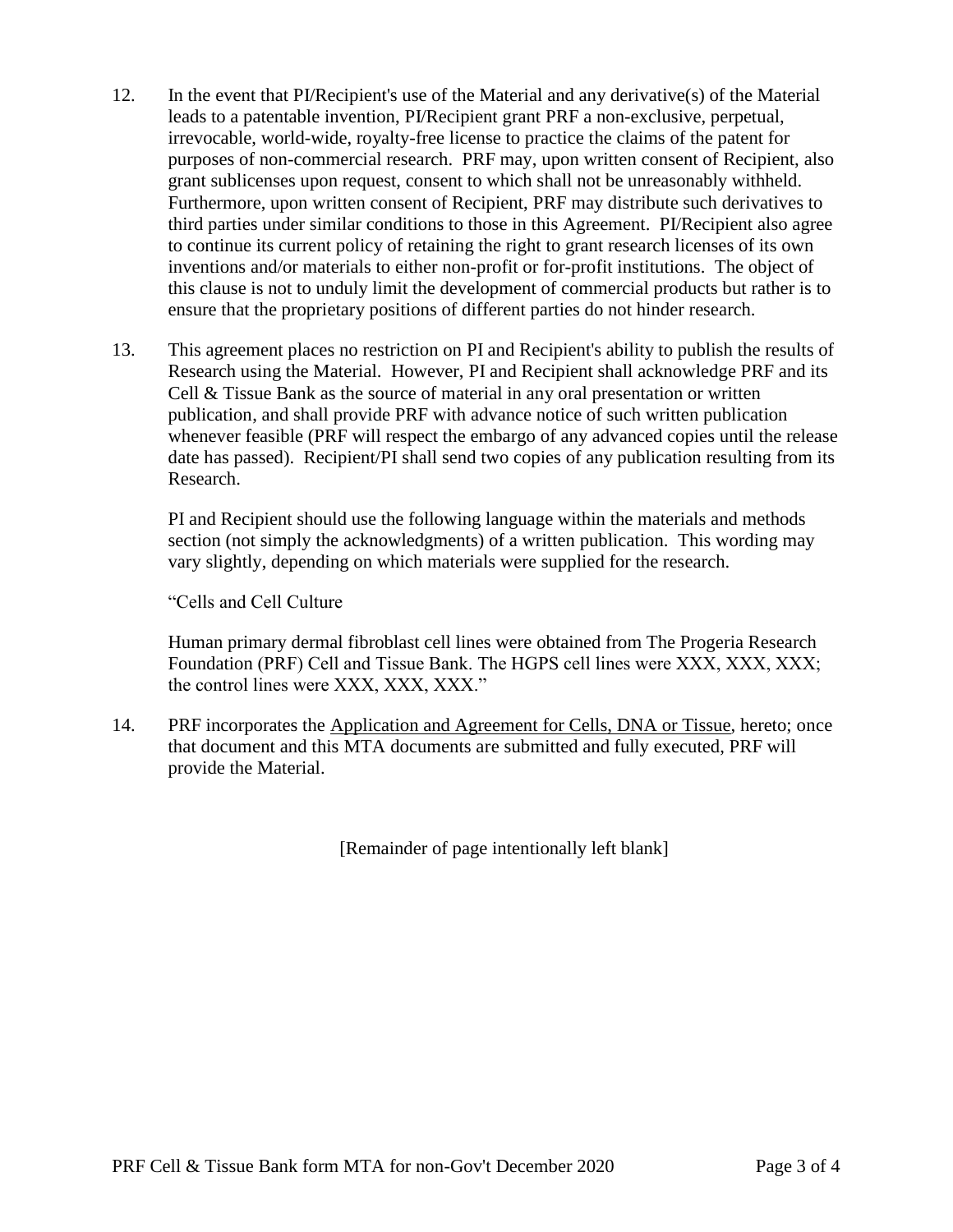12. In the event that PI/Recipient's use of the Material and any derivative(s) of the Material leads to a patentable invention, PI/Recipient grant PRF a non-exclusive, perpetual, irrevocable, world-wide, royalty-free license to practice the claims of the patent for purposes of non-commercial research. PRF may, upon written consent of Recipient, also grant sublicenses upon request, consent to which shall not be unreasonably withheld. Furthermore, upon written consent of Recipient, PRF may distribute such derivatives to third parties under similar conditions to those in this Agreement. PI/Recipient also agree to continue its current policy of retaining the right to grant research licenses of its own inventions and/or materials to either non-profit or for-profit institutions. The object of this clause is not to unduly limit the development of commercial products but rather is to ensure that the proprietary positions of different parties do not hinder research.

13. This agreement places no restriction on PI and Recipient's ability to publish the results of Research using the Material. However, PI and Recipient shall acknowledge PRF and its Cell & Tissue Bank as the source of material in any oral presentation or written publication, and shall provide PRF with advance notice of such written publication whenever feasible (PRF will respect the embargo of any advanced copies until the release date has passed). Recipient/PI shall send two copies of any publication resulting from its Research.

    PI and Recipient should use the following language within the materials and methods section (not simply the acknowledgments) of a written publication. This wording may vary slightly, depending on which materials were supplied for the research.

    "Cells and Cell Culture

    Human primary dermal fibroblast cell lines were obtained from The Progeria Research Foundation (PRF) Cell and Tissue Bank. The HGPS cell lines were XXX, XXX, XXX; the control lines were XXX, XXX, XXX."

14. PRF incorporates the Application and Agreement for Cells, DNA or Tissue, hereto; once that document and this MTA documents are submitted and fully executed, PRF will provide the Material.

[Remainder of page intentionally left blank]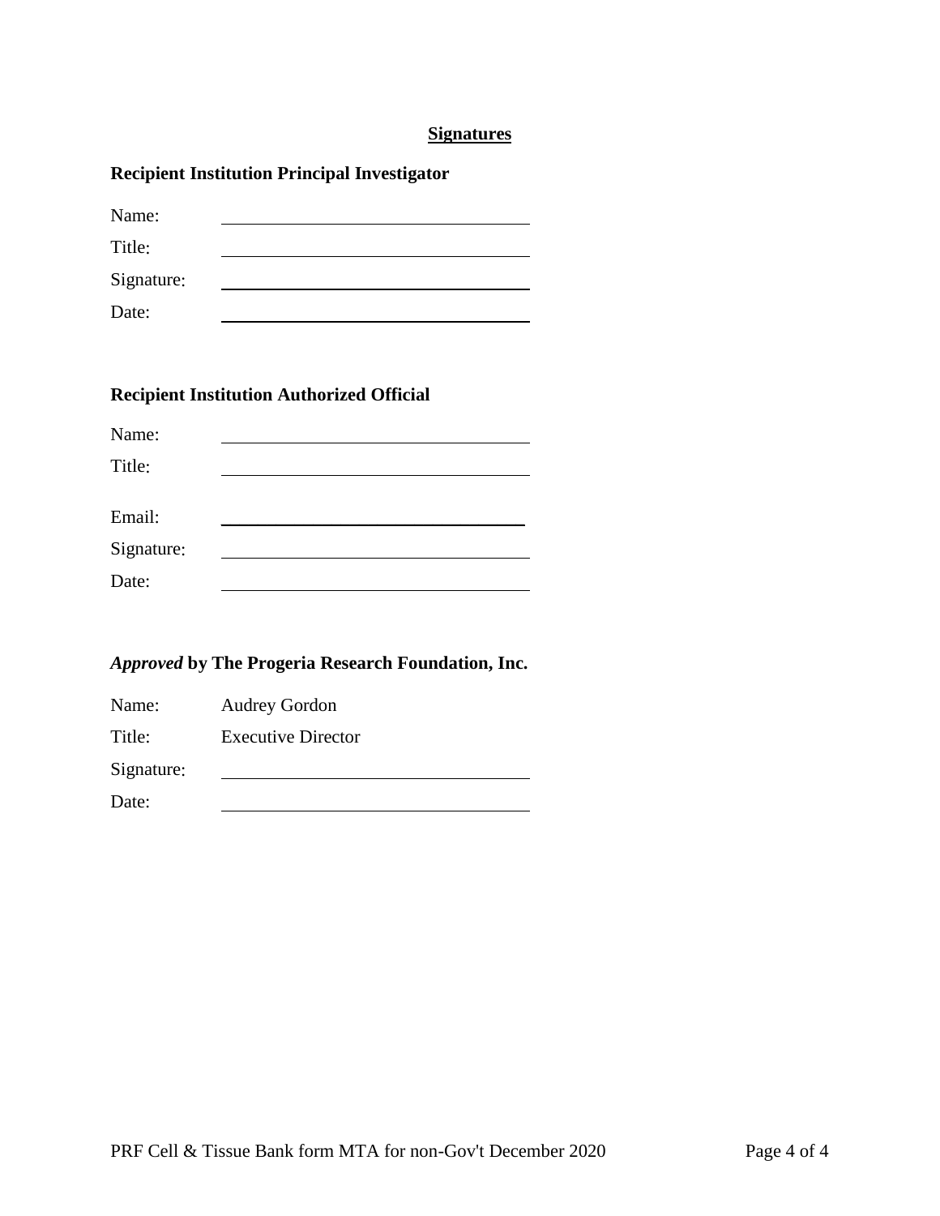**Signatures**

**Recipient Institution Principal Investigator**

Name: ______________________________

Title: ______________________________

Signature: ______________________________

Date: ______________________________

**Recipient Institution Authorized Official**

Name: ______________________________

Title: ______________________________

Email: ______________________________

Signature: ______________________________

Date: ______________________________

***Approved*** **by The Progeria Research Foundation, Inc.**

Name: Audrey Gordon

Title: Executive Director

Signature: ______________________________

Date: ______________________________

PRF Cell & Tissue Bank form MTA for non-Gov't December 2020